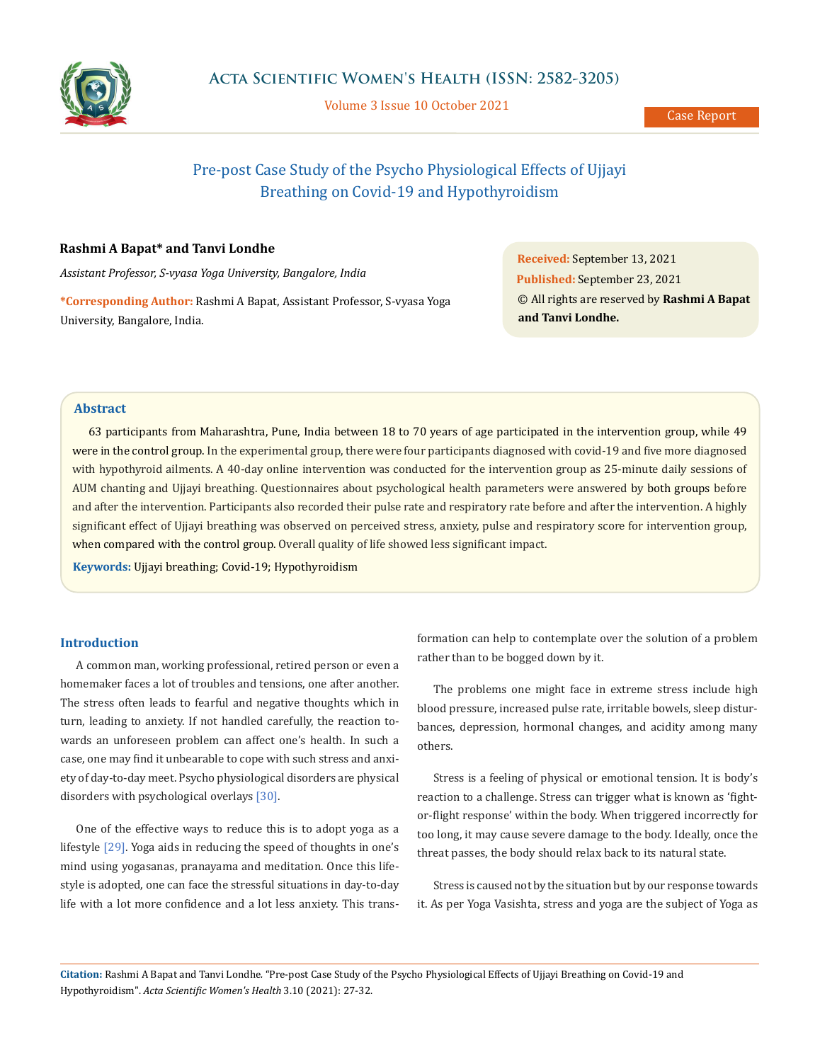# Pre-post Case Study of the Psycho Physiological Effects of Ujjayi Breathing on Covid-19 and Hypothyroidism

**Rashmi A Bapat*** **and Tanvi Londhe**

*Assistant Professor, S-vyasa Yoga University, Bangalore, India*

***Corresponding Author:** Rashmi A Bapat, Assistant Professor, S-vyasa Yoga University, Bangalore, India.

**Received:** September 13, 2021
**Published:** September 23, 2021
© All rights are reserved by **Rashmi A Bapat and Tanvi Londhe.**

## Abstract

63 participants from Maharashtra, Pune, India between 18 to 70 years of age participated in the intervention group, while 49 were in the control group. In the experimental group, there were four participants diagnosed with covid-19 and five more diagnosed with hypothyroid ailments. A 40-day online intervention was conducted for the intervention group as 25-minute daily sessions of AUM chanting and Ujjayi breathing. Questionnaires about psychological health parameters were answered by both groups before and after the intervention. Participants also recorded their pulse rate and respiratory rate before and after the intervention. A highly significant effect of Ujjayi breathing was observed on perceived stress, anxiety, pulse and respiratory score for intervention group, when compared with the control group. Overall quality of life showed less significant impact.

**Keywords:** Ujjayi breathing; Covid-19; Hypothyroidism

## Introduction

A common man, working professional, retired person or even a homemaker faces a lot of troubles and tensions, one after another. The stress often leads to fearful and negative thoughts which in turn, leading to anxiety. If not handled carefully, the reaction towards an unforeseen problem can affect one's health. In such a case, one may find it unbearable to cope with such stress and anxiety of day-to-day meet. Psycho physiological disorders are physical disorders with psychological overlays [30].

One of the effective ways to reduce this is to adopt yoga as a lifestyle [29]. Yoga aids in reducing the speed of thoughts in one's mind using yogasanas, pranayama and meditation. Once this lifestyle is adopted, one can face the stressful situations in day-to-day life with a lot more confidence and a lot less anxiety. This transformation can help to contemplate over the solution of a problem rather than to be bogged down by it.

The problems one might face in extreme stress include high blood pressure, increased pulse rate, irritable bowels, sleep disturbances, depression, hormonal changes, and acidity among many others.

Stress is a feeling of physical or emotional tension. It is body's reaction to a challenge. Stress can trigger what is known as 'fight-or-flight response' within the body. When triggered incorrectly for too long, it may cause severe damage to the body. Ideally, once the threat passes, the body should relax back to its natural state.

Stress is caused not by the situation but by our response towards it. As per Yoga Vasishta, stress and yoga are the subject of Yoga as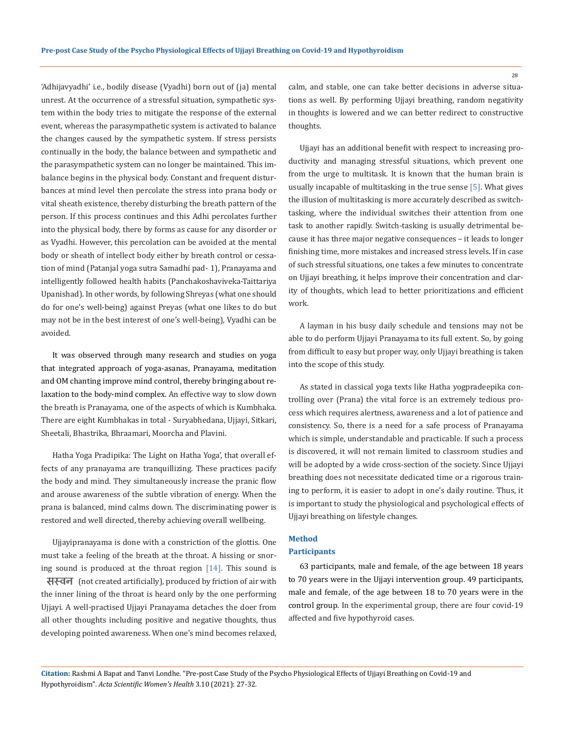'Adhijavyadhi' i.e., bodily disease (Vyadhi) born out of (ja) mental unrest. At the occurrence of a stressful situation, sympathetic system within the body tries to mitigate the response of the external event, whereas the parasympathetic system is activated to balance the changes caused by the sympathetic system. If stress persists continually in the body, the balance between and sympathetic and the parasympathetic system can no longer be maintained. This imbalance begins in the physical body. Constant and frequent disturbances at mind level then percolate the stress into prana body or vital sheath existence, thereby disturbing the breath pattern of the person. If this process continues and this Adhi percolates further into the physical body, there by forms as cause for any disorder or as Vyadhi. However, this percolation can be avoided at the mental body or sheath of intellect body either by breath control or cessation of mind (Patanjal yoga sutra Samadhi pad- 1), Pranayama and intelligently followed health habits (Panchakoshaviveka-Taittariya Upanishad). In other words, by following Shreyas (what one should do for one's well-being) against Preyas (what one likes to do but may not be in the best interest of one's well-being), Vyadhi can be avoided.

It was observed through many research and studies on yoga that integrated approach of yoga-asanas, Pranayama, meditation and OM chanting improve mind control, thereby bringing about relaxation to the body-mind complex. An effective way to slow down the breath is Pranayama, one of the aspects of which is Kumbhaka. There are eight Kumbhakas in total - Suryabhedana, Ujjayi, Sitkari, Sheetali, Bhastrika, Bhraamari, Moorcha and Plavini.

Hatha Yoga Pradipika: The Light on Hatha Yoga', that overall effects of any pranayama are tranquillizing. These practices pacify the body and mind. They simultaneously increase the pranic flow and arouse awareness of the subtle vibration of energy. When the prana is balanced, mind calms down. The discriminating power is restored and well directed, thereby achieving overall wellbeing.

Ujjayipranayama is done with a constriction of the glottis. One must take a feeling of the breath at the throat. A hissing or snoring sound is produced at the throat region [14]. This sound is सस्वन (not created artificially), produced by friction of air with the inner lining of the throat is heard only by the one performing Ujjayi. A well-practised Ujjayi Pranayama detaches the doer from all other thoughts including positive and negative thoughts, thus developing pointed awareness. When one's mind becomes relaxed, calm, and stable, one can take better decisions in adverse situations as well. By performing Ujjayi breathing, random negativity in thoughts is lowered and we can better redirect to constructive thoughts.

Ujjayi has an additional benefit with respect to increasing productivity and managing stressful situations, which prevent one from the urge to multitask. It is known that the human brain is usually incapable of multitasking in the true sense [5]. What gives the illusion of multitasking is more accurately described as switch-tasking, where the individual switches their attention from one task to another rapidly. Switch-tasking is usually detrimental because it has three major negative consequences – it leads to longer finishing time, more mistakes and increased stress levels. If in case of such stressful situations, one takes a few minutes to concentrate on Ujjayi breathing, it helps improve their concentration and clarity of thoughts, which lead to better prioritizations and efficient work.

A layman in his busy daily schedule and tensions may not be able to do perform Ujjayi Pranayama to its full extent. So, by going from difficult to easy but proper way, only Ujjayi breathing is taken into the scope of this study.

As stated in classical yoga texts like Hatha yogpradeepika controlling over (Prana) the vital force is an extremely tedious process which requires alertness, awareness and a lot of patience and consistency. So, there is a need for a safe process of Pranayama which is simple, understandable and practicable. If such a process is discovered, it will not remain limited to classroom studies and will be adopted by a wide cross-section of the society. Since Ujjayi breathing does not necessitate dedicated time or a rigorous training to perform, it is easier to adopt in one's daily routine. Thus, it is important to study the physiological and psychological effects of Ujjayi breathing on lifestyle changes.

## Method

### Participants

63 participants, male and female, of the age between 18 years to 70 years were in the Ujjayi intervention group. 49 participants, male and female, of the age between 18 to 70 years were in the control group. In the experimental group, there are four covid-19 affected and five hypothyroid cases.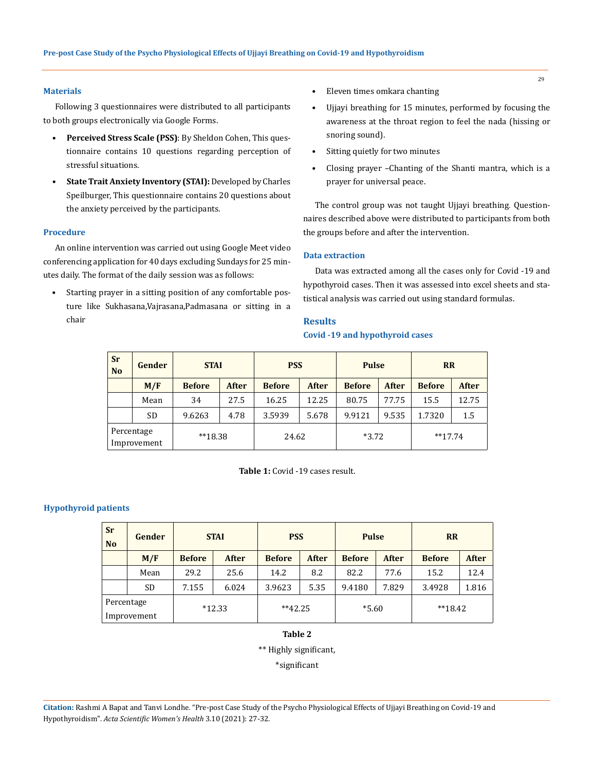### Materials

Following 3 questionnaires were distributed to all participants to both groups electronically via Google Forms.

- **Perceived Stress Scale (PSS)**: By Sheldon Cohen, This questionnaire contains 10 questions regarding perception of stressful situations.
- **State Trait Anxiety Inventory (STAI):** Developed by Charles Speilburger, This questionnaire contains 20 questions about the anxiety perceived by the participants.

### Procedure

An online intervention was carried out using Google Meet video conferencing application for 40 days excluding Sundays for 25 minutes daily. The format of the daily session was as follows:

- Starting prayer in a sitting position of any comfortable posture like Sukhasana,Vajrasana,Padmasana or sitting in a chair
- Eleven times omkara chanting
- Ujjayi breathing for 15 minutes, performed by focusing the awareness at the throat region to feel the nada (hissing or snoring sound).
- Sitting quietly for two minutes
- Closing prayer –Chanting of the Shanti mantra, which is a prayer for universal peace.

The control group was not taught Ujjayi breathing. Questionnaires described above were distributed to participants from both the groups before and after the intervention.

### Data extraction

Data was extracted among all the cases only for Covid -19 and hypothyroid cases. Then it was assessed into excel sheets and statistical analysis was carried out using standard formulas.

## Results

### Covid -19 and hypothyroid cases

| Sr No | Gender | STAI | | PSS | | Pulse | | RR | |
|---|---|---|---|---|---|---|---|---|---|
| | M/F | Before | After | Before | After | Before | After | Before | After |
| | Mean | 34 | 27.5 | 16.25 | 12.25 | 80.75 | 77.75 | 15.5 | 12.75 |
| | SD | 9.6263 | 4.78 | 3.5939 | 5.678 | 9.9121 | 9.535 | 1.7320 | 1.5 |
| Percentage Improvement | | **18.38 | | 24.62 | | *3.72 | | **17.74 | |

**Table 1:** Covid -19 cases result.

### Hypothyroid patients

| Sr No | Gender | STAI | | PSS | | Pulse | | RR | |
|---|---|---|---|---|---|---|---|---|---|
| | M/F | Before | After | Before | After | Before | After | Before | After |
| | Mean | 29.2 | 25.6 | 14.2 | 8.2 | 82.2 | 77.6 | 15.2 | 12.4 |
| | SD | 7.155 | 6.024 | 3.9623 | 5.35 | 9.4180 | 7.829 | 3.4928 | 1.816 |
| Percentage Improvement | | *12.33 | | **42.25 | | *5.60 | | **18.42 | |

**Table 2**

** Highly significant,

*significant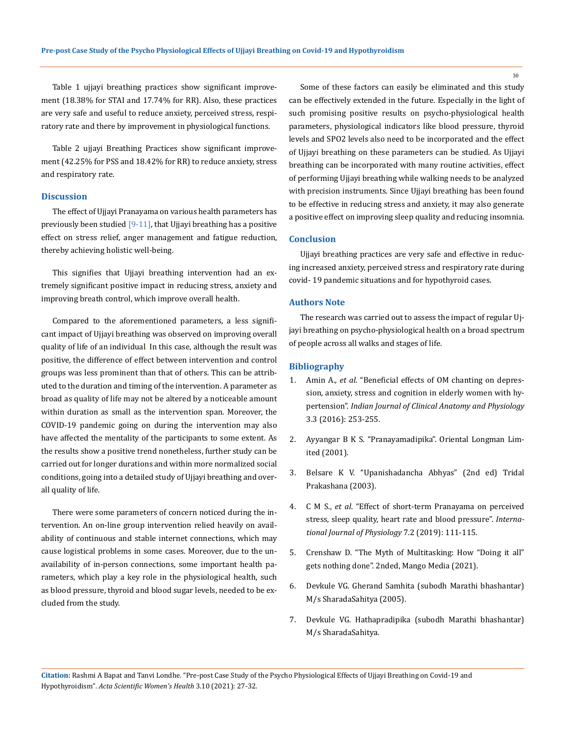Table 1 ujjayi breathing practices show significant improvement (18.38% for STAI and 17.74% for RR). Also, these practices are very safe and useful to reduce anxiety, perceived stress, respiratory rate and there by improvement in physiological functions.

Table 2 ujjayi Breathing Practices show significant improvement (42.25% for PSS and 18.42% for RR) to reduce anxiety, stress and respiratory rate.

## Discussion

The effect of Ujjayi Pranayama on various health parameters has previously been studied [9-11], that Ujjayi breathing has a positive effect on stress relief, anger management and fatigue reduction, thereby achieving holistic well-being.

This signifies that Ujjayi breathing intervention had an extremely significant positive impact in reducing stress, anxiety and improving breath control, which improve overall health.

Compared to the aforementioned parameters, a less significant impact of Ujjayi breathing was observed on improving overall quality of life of an individual. In this case, although the result was positive, the difference of effect between intervention and control groups was less prominent than that of others. This can be attributed to the duration and timing of the intervention. A parameter as broad as quality of life may not be altered by a noticeable amount within duration as small as the intervention span. Moreover, the COVID-19 pandemic going on during the intervention may also have affected the mentality of the participants to some extent. As the results show a positive trend nonetheless, further study can be carried out for longer durations and within more normalized social conditions, going into a detailed study of Ujjayi breathing and overall quality of life.

There were some parameters of concern noticed during the intervention. An on-line group intervention relied heavily on availability of continuous and stable internet connections, which may cause logistical problems in some cases. Moreover, due to the unavailability of in-person connections, some important health parameters, which play a key role in the physiological health, such as blood pressure, thyroid and blood sugar levels, needed to be excluded from the study.

Some of these factors can easily be eliminated and this study can be effectively extended in the future. Especially in the light of such promising positive results on psycho-physiological health parameters, physiological indicators like blood pressure, thyroid levels and SPO2 levels also need to be incorporated and the effect of Ujjayi breathing on these parameters can be studied. As Ujjayi breathing can be incorporated with many routine activities, effect of performing Ujjayi breathing while walking needs to be analyzed with precision instruments. Since Ujjayi breathing has been found to be effective in reducing stress and anxiety, it may also generate a positive effect on improving sleep quality and reducing insomnia.

## Conclusion

Ujjayi breathing practices are very safe and effective in reducing increased anxiety, perceived stress and respiratory rate during covid- 19 pandemic situations and for hypothyroid cases.

## Authors Note

The research was carried out to assess the impact of regular Ujjayi breathing on psycho-physiological health on a broad spectrum of people across all walks and stages of life.

## Bibliography

1. Amin A., *et al*. "Beneficial effects of OM chanting on depression, anxiety, stress and cognition in elderly women with hypertension". *Indian Journal of Clinical Anatomy and Physiology* 3.3 (2016): 253-255.
2. Ayyangar B K S. "Pranayamadipika". Oriental Longman Limited (2001).
3. Belsare K V. "Upanishadancha Abhyas" (2nd ed) Tridal Prakashana (2003).
4. C M S., *et al*. "Effect of short-term Pranayama on perceived stress, sleep quality, heart rate and blood pressure". *International Journal of Physiology* 7.2 (2019): 111-115.
5. Crenshaw D. "The Myth of Multitasking: How "Doing it all" gets nothing done". 2nded, Mango Media (2021).
6. Devkule VG. Gherand Samhita (subodh Marathi bhashantar) M/s SharadaSahitya (2005).
7. Devkule VG. Hathapradipika (subodh Marathi bhashantar) M/s SharadaSahitya.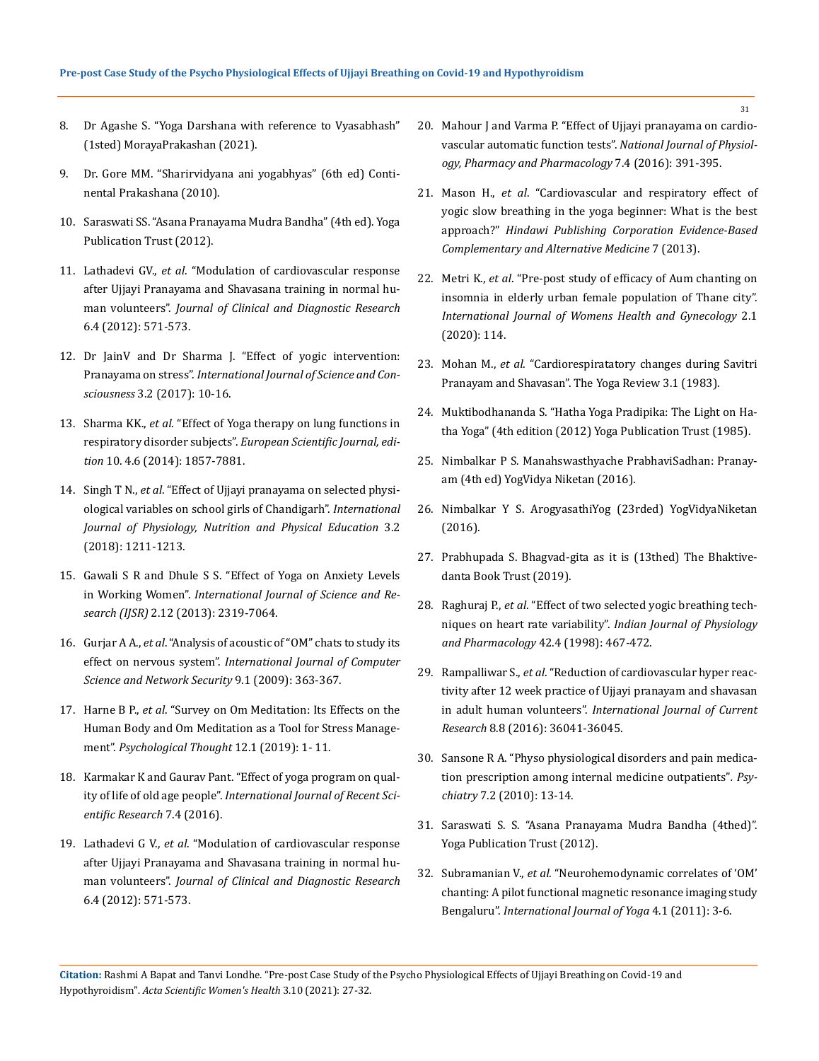8. Dr Agashe S. "Yoga Darshana with reference to Vyasabhash" (1sted) MorayaPrakashan (2021).

9. Dr. Gore MM. "Sharirvidyana ani yogabhyas" (6th ed) Continental Prakashana (2010).

10. Saraswati SS. "Asana Pranayama Mudra Bandha" (4th ed). Yoga Publication Trust (2012).

11. Lathadevi GV., *et al*. "Modulation of cardiovascular response after Ujjayi Pranayama and Shavasana training in normal human volunteers". *Journal of Clinical and Diagnostic Research* 6.4 (2012): 571-573.

12. Dr JainV and Dr Sharma J. "Effect of yogic intervention: Pranayama on stress". *International Journal of Science and Consciousness* 3.2 (2017): 10-16.

13. Sharma KK., *et al*. "Effect of Yoga therapy on lung functions in respiratory disorder subjects". *European Scientific Journal, edition* 10. 4.6 (2014): 1857-7881.

14. Singh T N., *et al*. "Effect of Ujjayi pranayama on selected physiological variables on school girls of Chandigarh". *International Journal of Physiology, Nutrition and Physical Education* 3.2 (2018): 1211-1213.

15. Gawali S R and Dhule S S. "Effect of Yoga on Anxiety Levels in Working Women". *International Journal of Science and Research (IJSR)* 2.12 (2013): 2319-7064.

16. Gurjar A A., *et al*. "Analysis of acoustic of "OM" chats to study its effect on nervous system". *International Journal of Computer Science and Network Security* 9.1 (2009): 363-367.

17. Harne B P., *et al*. "Survey on Om Meditation: Its Effects on the Human Body and Om Meditation as a Tool for Stress Management". *Psychological Thought* 12.1 (2019): 1- 11.

18. Karmakar K and Gaurav Pant. "Effect of yoga program on quality of life of old age people". *International Journal of Recent Scientific Research* 7.4 (2016).

19. Lathadevi G V., *et al*. "Modulation of cardiovascular response after Ujjayi Pranayama and Shavasana training in normal human volunteers". *Journal of Clinical and Diagnostic Research* 6.4 (2012): 571-573.

20. Mahour J and Varma P. "Effect of Ujjayi pranayama on cardiovascular automatic function tests". *National Journal of Physiology, Pharmacy and Pharmacology* 7.4 (2016): 391-395.

21. Mason H., *et al*. "Cardiovascular and respiratory effect of yogic slow breathing in the yoga beginner: What is the best approach?" *Hindawi Publishing Corporation Evidence-Based Complementary and Alternative Medicine* 7 (2013).

22. Metri K., *et al*. "Pre-post study of efficacy of Aum chanting on insomnia in elderly urban female population of Thane city". *International Journal of Womens Health and Gynecology* 2.1 (2020): 114.

23. Mohan M., *et al.* "Cardiorespiratatory changes during Savitri Pranayam and Shavasan". The Yoga Review 3.1 (1983).

24. Muktibodhananda S. "Hatha Yoga Pradipika: The Light on Hatha Yoga" (4th edition (2012) Yoga Publication Trust (1985).

25. Nimbalkar P S. Manahswasthyache PrabhaviSadhan: Pranayam (4th ed) YogVidya Niketan (2016).

26. Nimbalkar Y S. ArogyasathiYog (23rded) YogVidyaNiketan (2016).

27. Prabhupada S. Bhagvad-gita as it is (13thed) The Bhaktivedanta Book Trust (2019).

28. Raghuraj P., *et al*. "Effect of two selected yogic breathing techniques on heart rate variability". *Indian Journal of Physiology and Pharmacology* 42.4 (1998): 467-472.

29. Rampalliwar S., *et al*. "Reduction of cardiovascular hyper reactivity after 12 week practice of Ujjayi pranayam and shavasan in adult human volunteers". *International Journal of Current Research* 8.8 (2016): 36041-36045.

30. Sansone R A. "Physo physiological disorders and pain medication prescription among internal medicine outpatients". *Psychiatry* 7.2 (2010): 13-14.

31. Saraswati S. S. "Asana Pranayama Mudra Bandha (4thed)". Yoga Publication Trust (2012).

32. Subramanian V., *et al*. "Neurohemodynamic correlates of 'OM' chanting: A pilot functional magnetic resonance imaging study Bengaluru". *International Journal of Yoga* 4.1 (2011): 3-6.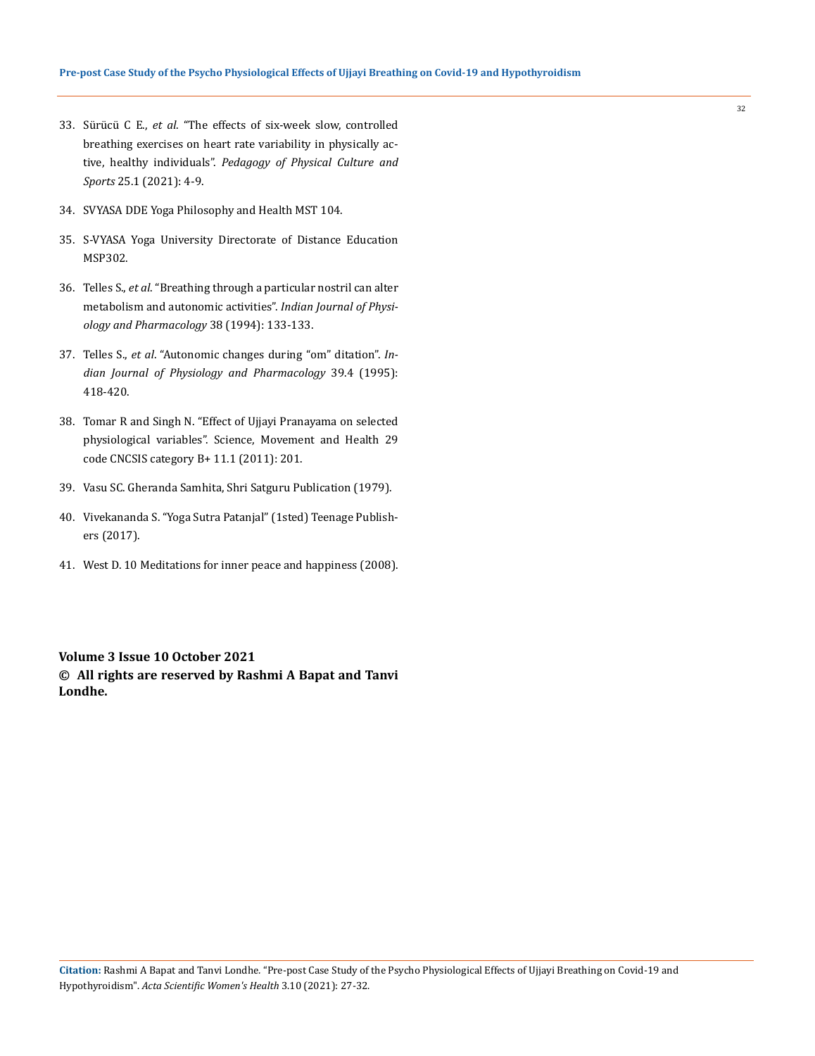33. Sürücü C E., *et al.* "The effects of six-week slow, controlled breathing exercises on heart rate variability in physically active, healthy individuals". *Pedagogy of Physical Culture and Sports* 25.1 (2021): 4-9.

34. SVYASA DDE Yoga Philosophy and Health MST 104.

35. S-VYASA Yoga University Directorate of Distance Education MSP302.

36. Telles S., *et al*. "Breathing through a particular nostril can alter metabolism and autonomic activities". *Indian Journal of Physiology and Pharmacology* 38 (1994): 133-133.

37. Telles S., *et al*. "Autonomic changes during "om" ditation". *Indian Journal of Physiology and Pharmacology* 39.4 (1995): 418-420.

38. Tomar R and Singh N. "Effect of Ujjayi Pranayama on selected physiological variables". Science, Movement and Health 29 code CNCSIS category B+ 11.1 (2011): 201.

39. Vasu SC. Gheranda Samhita, Shri Satguru Publication (1979).

40. Vivekananda S. "Yoga Sutra Patanjal" (1sted) Teenage Publishers (2017).

41. West D. 10 Meditations for inner peace and happiness (2008).

**Volume 3 Issue 10 October 2021**
**© All rights are reserved by Rashmi A Bapat and Tanvi Londhe.**